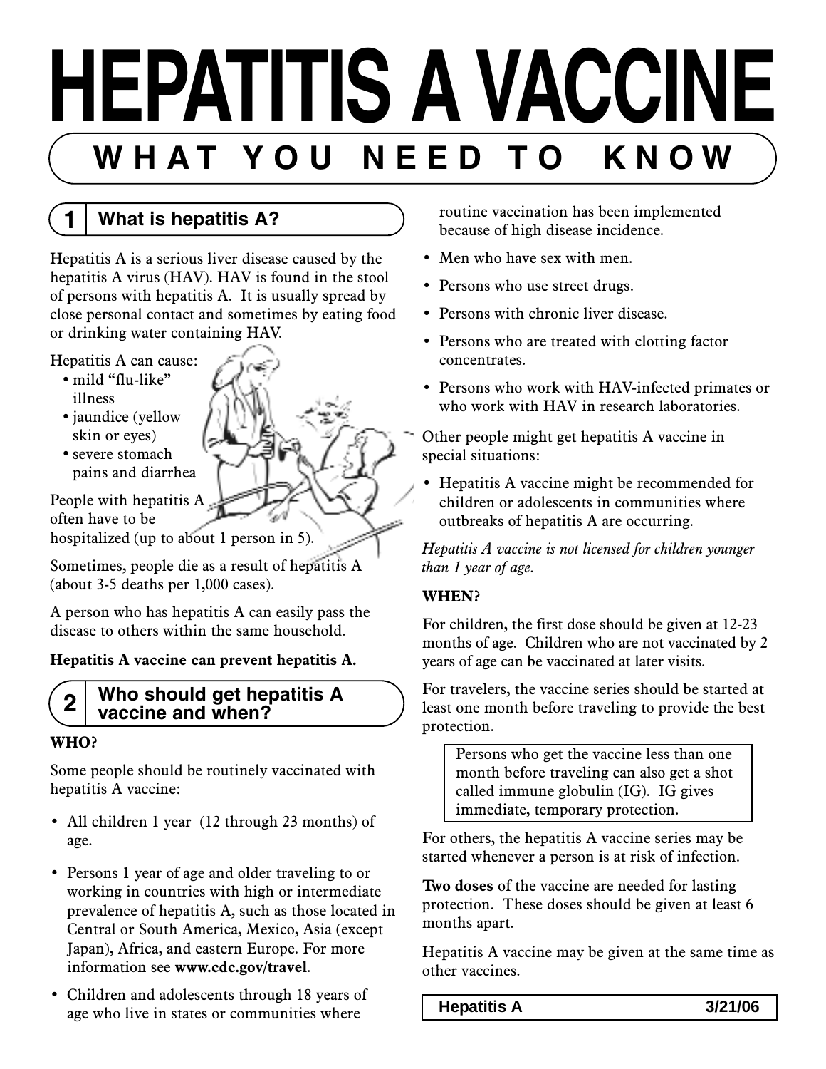# HEPATITIS A VACCINE

## WHAT YOU NEED TO KNOW

### 1 What is hepatitis A?

Hepatitis A is a serious liver disease caused by the hepatitis A virus (HAV). HAV is found in the stool of persons with hepatitis A. It is usually spread by close personal contact and sometimes by eating food or drinking water containing HAV.

Hepatitis A can cause:

- mild "flu-like" illness
- jaundice (yellow skin or eyes)
- severe stomach pains and diarrhea

People with hepatitis A often have to be hospitalized (up to about 1 person in 5).

Sometimes, people die as a result of hepatitis A (about 3-5 deaths per 1,000 cases).

A person who has hepatitis A can easily pass the disease to others within the same household.

**Hepatitis A vaccine can prevent hepatitis A.**

### 2 Who should get hepatitis A vaccine and when?

**WHO?**

Some people should be routinely vaccinated with hepatitis A vaccine:

- All children 1 year (12 through 23 months) of age.
- Persons 1 year of age and older traveling to or working in countries with high or intermediate prevalence of hepatitis A, such as those located in Central or South America, Mexico, Asia (except Japan), Africa, and eastern Europe. For more information see **www.cdc.gov/travel**.
- Children and adolescents through 18 years of age who live in states or communities where routine vaccination has been implemented because of high disease incidence.
- Men who have sex with men.
- Persons who use street drugs.
- Persons with chronic liver disease.
- Persons who are treated with clotting factor concentrates.
- Persons who work with HAV-infected primates or who work with HAV in research laboratories.

Other people might get hepatitis A vaccine in special situations:

- Hepatitis A vaccine might be recommended for children or adolescents in communities where outbreaks of hepatitis A are occurring.

*Hepatitis A vaccine is not licensed for children younger than 1 year of age.*

**WHEN?**

For children, the first dose should be given at 12-23 months of age. Children who are not vaccinated by 2 years of age can be vaccinated at later visits.

For travelers, the vaccine series should be started at least one month before traveling to provide the best protection.

> Persons who get the vaccine less than one month before traveling can also get a shot called immune globulin (IG). IG gives immediate, temporary protection.

For others, the hepatitis A vaccine series may be started whenever a person is at risk of infection.

**Two doses** of the vaccine are needed for lasting protection. These doses should be given at least 6 months apart.

Hepatitis A vaccine may be given at the same time as other vaccines.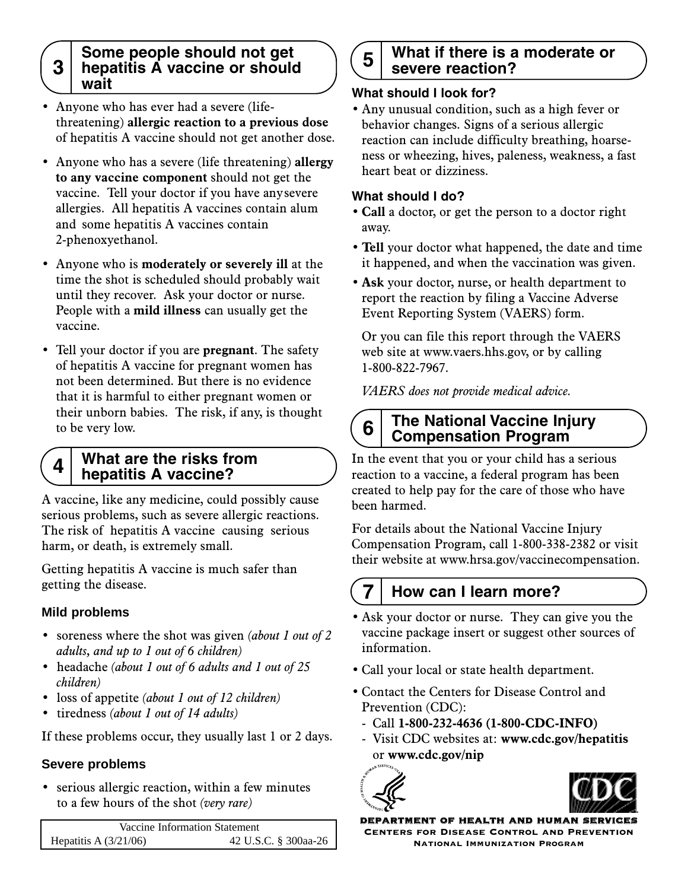## 3 Some people should not get hepatitis A vaccine or should wait

- Anyone who has ever had a severe (life-threatening) **allergic reaction to a previous dose** of hepatitis A vaccine should not get another dose.
- Anyone who has a severe (life threatening) **allergy to any vaccine component** should not get the vaccine. Tell your doctor if you have any severe allergies. All hepatitis A vaccines contain alum and some hepatitis A vaccines contain 2-phenoxyethanol.
- Anyone who is **moderately or severely ill** at the time the shot is scheduled should probably wait until they recover. Ask your doctor or nurse. People with a **mild illness** can usually get the vaccine.
- Tell your doctor if you are **pregnant**. The safety of hepatitis A vaccine for pregnant women has not been determined. But there is no evidence that it is harmful to either pregnant women or their unborn babies. The risk, if any, is thought to be very low.

## 4 What are the risks from hepatitis A vaccine?

A vaccine, like any medicine, could possibly cause serious problems, such as severe allergic reactions. The risk of hepatitis A vaccine causing serious harm, or death, is extremely small.

Getting hepatitis A vaccine is much safer than getting the disease.

### Mild problems

- soreness where the shot was given *(about 1 out of 2 adults, and up to 1 out of 6 children)*
- headache *(about 1 out of 6 adults and 1 out of 25 children)*
- loss of appetite *(about 1 out of 12 children)*
- tiredness *(about 1 out of 14 adults)*

If these problems occur, they usually last 1 or 2 days.

### Severe problems

- serious allergic reaction, within a few minutes to a few hours of the shot *(very rare)*

## 5 What if there is a moderate or severe reaction?

### What should I look for?

- Any unusual condition, such as a high fever or behavior changes. Signs of a serious allergic reaction can include difficulty breathing, hoarseness or wheezing, hives, paleness, weakness, a fast heart beat or dizziness.

### What should I do?

- **Call** a doctor, or get the person to a doctor right away.
- **Tell** your doctor what happened, the date and time it happened, and when the vaccination was given.
- **Ask** your doctor, nurse, or health department to report the reaction by filing a Vaccine Adverse Event Reporting System (VAERS) form.

  Or you can file this report through the VAERS web site at www.vaers.hhs.gov, or by calling 1-800-822-7967.

  *VAERS does not provide medical advice.*

## 6 The National Vaccine Injury Compensation Program

In the event that you or your child has a serious reaction to a vaccine, a federal program has been created to help pay for the care of those who have been harmed.

For details about the National Vaccine Injury Compensation Program, call 1-800-338-2382 or visit their website at www.hrsa.gov/vaccinecompensation.

## 7 How can I learn more?

- Ask your doctor or nurse. They can give you the vaccine package insert or suggest other sources of information.
- Call your local or state health department.
- Contact the Centers for Disease Control and Prevention (CDC):
  - Call **1-800-232-4636 (1-800-CDC-INFO)**
  - Visit CDC websites at: **www.cdc.gov/hepatitis** or **www.cdc.gov/nip**

**DEPARTMENT OF HEALTH AND HUMAN SERVICES**
CENTERS FOR DISEASE CONTROL AND PREVENTION
NATIONAL IMMUNIZATION PROGRAM

Vaccine Information Statement
Hepatitis A (3/21/06) 42 U.S.C. § 300aa-26